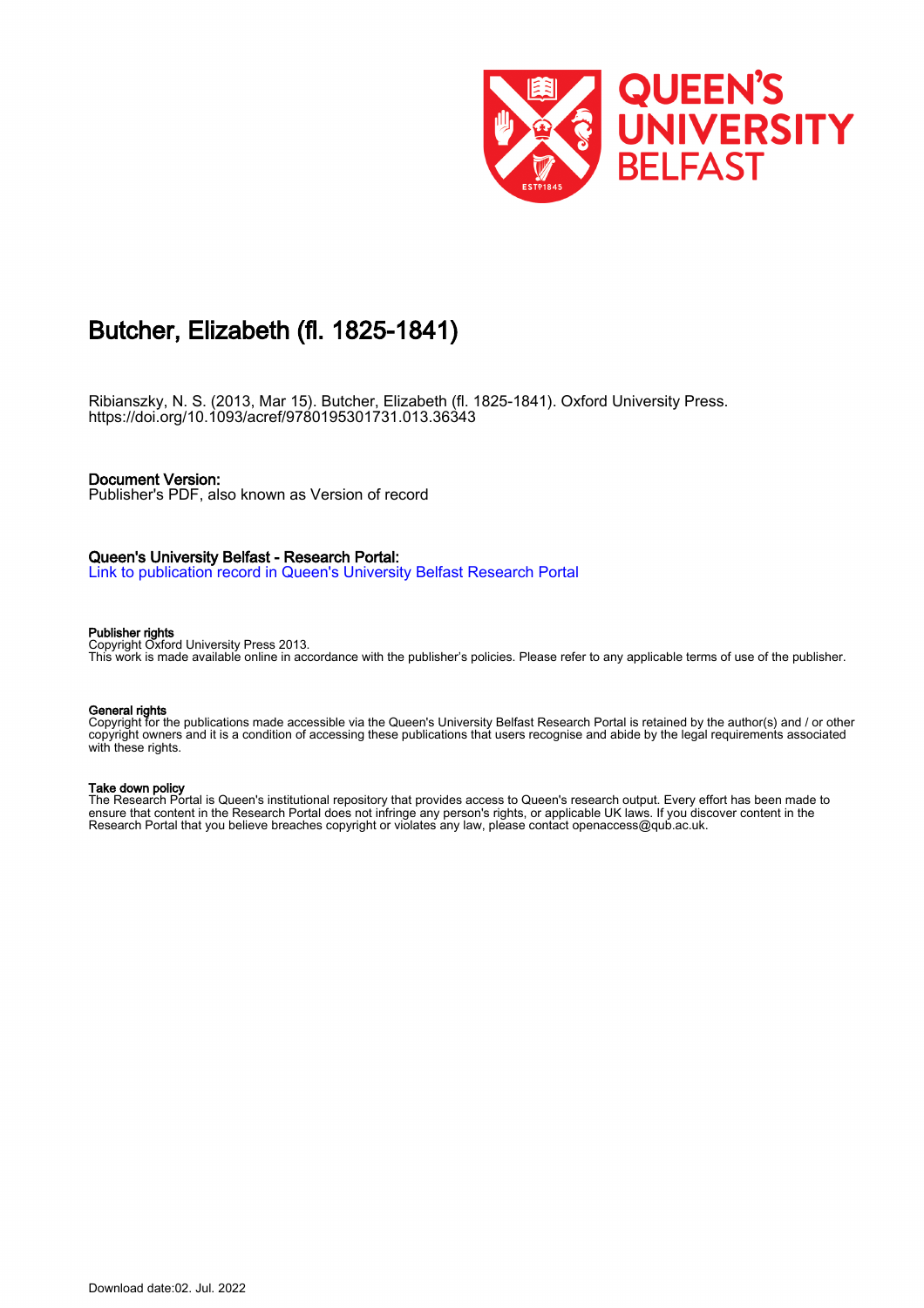# Butcher, Elizabeth (fl. 1825-1841)

Ribianszky, N. S. (2013, Mar 15). Butcher, Elizabeth (fl. 1825-1841). Oxford University Press. https://doi.org/10.1093/acref/9780195301731.013.36343

**Document Version:**
Publisher's PDF, also known as Version of record

**Queen's University Belfast - Research Portal:**
[Link to publication record in Queen's University Belfast Research Portal]()

**Publisher rights**
Copyright Oxford University Press 2013.
This work is made available online in accordance with the publisher's policies. Please refer to any applicable terms of use of the publisher.

**General rights**
Copyright for the publications made accessible via the Queen's University Belfast Research Portal is retained by the author(s) and / or other copyright owners and it is a condition of accessing these publications that users recognise and abide by the legal requirements associated with these rights.

**Take down policy**
The Research Portal is Queen's institutional repository that provides access to Queen's research output. Every effort has been made to ensure that content in the Research Portal does not infringe any person's rights, or applicable UK laws. If you discover content in the Research Portal that you believe breaches copyright or violates any law, please contact openaccess@qub.ac.uk.

Download date:02. Jul. 2022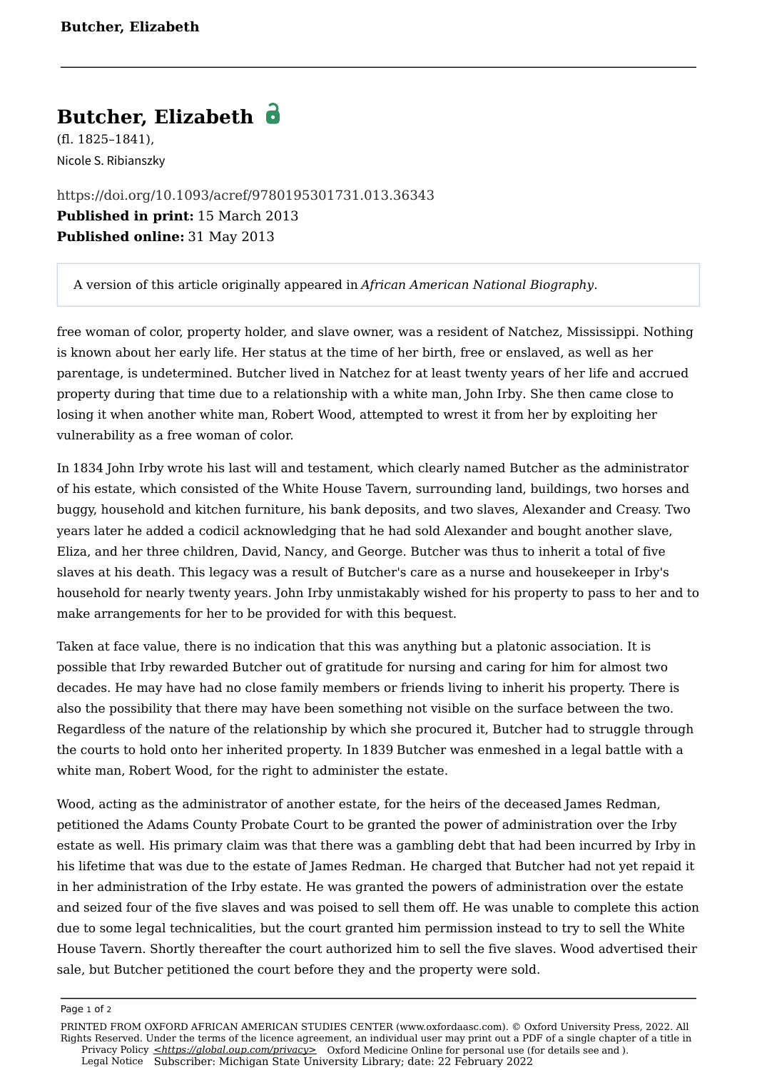# Butcher, Elizabeth

(fl. 1825–1841),

Nicole S. Ribianszky

https://doi.org/10.1093/acref/9780195301731.013.36343

**Published in print:** 15 March 2013

**Published online:** 31 May 2013

A version of this article originally appeared in *African American National Biography*.

free woman of color, property holder, and slave owner, was a resident of Natchez, Mississippi. Nothing is known about her early life. Her status at the time of her birth, free or enslaved, as well as her parentage, is undetermined. Butcher lived in Natchez for at least twenty years of her life and accrued property during that time due to a relationship with a white man, John Irby. She then came close to losing it when another white man, Robert Wood, attempted to wrest it from her by exploiting her vulnerability as a free woman of color.

In 1834 John Irby wrote his last will and testament, which clearly named Butcher as the administrator of his estate, which consisted of the White House Tavern, surrounding land, buildings, two horses and buggy, household and kitchen furniture, his bank deposits, and two slaves, Alexander and Creasy. Two years later he added a codicil acknowledging that he had sold Alexander and bought another slave, Eliza, and her three children, David, Nancy, and George. Butcher was thus to inherit a total of five slaves at his death. This legacy was a result of Butcher's care as a nurse and housekeeper in Irby's household for nearly twenty years. John Irby unmistakably wished for his property to pass to her and to make arrangements for her to be provided for with this bequest.

Taken at face value, there is no indication that this was anything but a platonic association. It is possible that Irby rewarded Butcher out of gratitude for nursing and caring for him for almost two decades. He may have had no close family members or friends living to inherit his property. There is also the possibility that there may have been something not visible on the surface between the two. Regardless of the nature of the relationship by which she procured it, Butcher had to struggle through the courts to hold onto her inherited property. In 1839 Butcher was enmeshed in a legal battle with a white man, Robert Wood, for the right to administer the estate.

Wood, acting as the administrator of another estate, for the heirs of the deceased James Redman, petitioned the Adams County Probate Court to be granted the power of administration over the Irby estate as well. His primary claim was that there was a gambling debt that had been incurred by Irby in his lifetime that was due to the estate of James Redman. He charged that Butcher had not yet repaid it in her administration of the Irby estate. He was granted the powers of administration over the estate and seized four of the five slaves and was poised to sell them off. He was unable to complete this action due to some legal technicalities, but the court granted him permission instead to try to sell the White House Tavern. Shortly thereafter the court authorized him to sell the five slaves. Wood advertised their sale, but Butcher petitioned the court before they and the property were sold.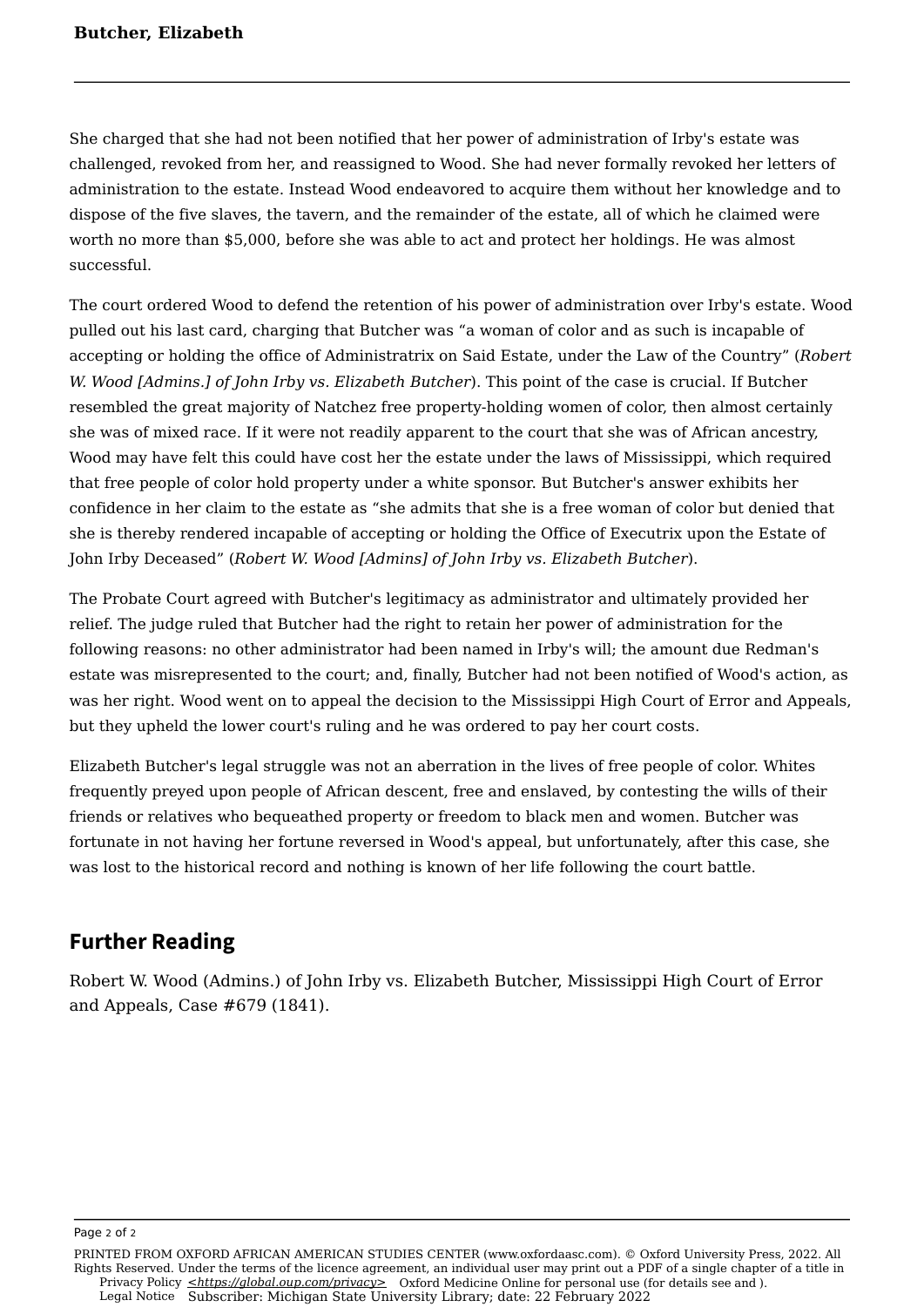She charged that she had not been notified that her power of administration of Irby's estate was challenged, revoked from her, and reassigned to Wood. She had never formally revoked her letters of administration to the estate. Instead Wood endeavored to acquire them without her knowledge and to dispose of the five slaves, the tavern, and the remainder of the estate, all of which he claimed were worth no more than $5,000, before she was able to act and protect her holdings. He was almost successful.

The court ordered Wood to defend the retention of his power of administration over Irby's estate. Wood pulled out his last card, charging that Butcher was "a woman of color and as such is incapable of accepting or holding the office of Administratrix on Said Estate, under the Law of the Country" (*Robert W. Wood [Admins.] of John Irby vs. Elizabeth Butcher*). This point of the case is crucial. If Butcher resembled the great majority of Natchez free property-holding women of color, then almost certainly she was of mixed race. If it were not readily apparent to the court that she was of African ancestry, Wood may have felt this could have cost her the estate under the laws of Mississippi, which required that free people of color hold property under a white sponsor. But Butcher's answer exhibits her confidence in her claim to the estate as "she admits that she is a free woman of color but denied that she is thereby rendered incapable of accepting or holding the Office of Executrix upon the Estate of John Irby Deceased" (*Robert W. Wood [Admins] of John Irby vs. Elizabeth Butcher*).

The Probate Court agreed with Butcher's legitimacy as administrator and ultimately provided her relief. The judge ruled that Butcher had the right to retain her power of administration for the following reasons: no other administrator had been named in Irby's will; the amount due Redman's estate was misrepresented to the court; and, finally, Butcher had not been notified of Wood's action, as was her right. Wood went on to appeal the decision to the Mississippi High Court of Error and Appeals, but they upheld the lower court's ruling and he was ordered to pay her court costs.

Elizabeth Butcher's legal struggle was not an aberration in the lives of free people of color. Whites frequently preyed upon people of African descent, free and enslaved, by contesting the wills of their friends or relatives who bequeathed property or freedom to black men and women. Butcher was fortunate in not having her fortune reversed in Wood's appeal, but unfortunately, after this case, she was lost to the historical record and nothing is known of her life following the court battle.

## Further Reading

Robert W. Wood (Admins.) of John Irby vs. Elizabeth Butcher, Mississippi High Court of Error and Appeals, Case #679 (1841).